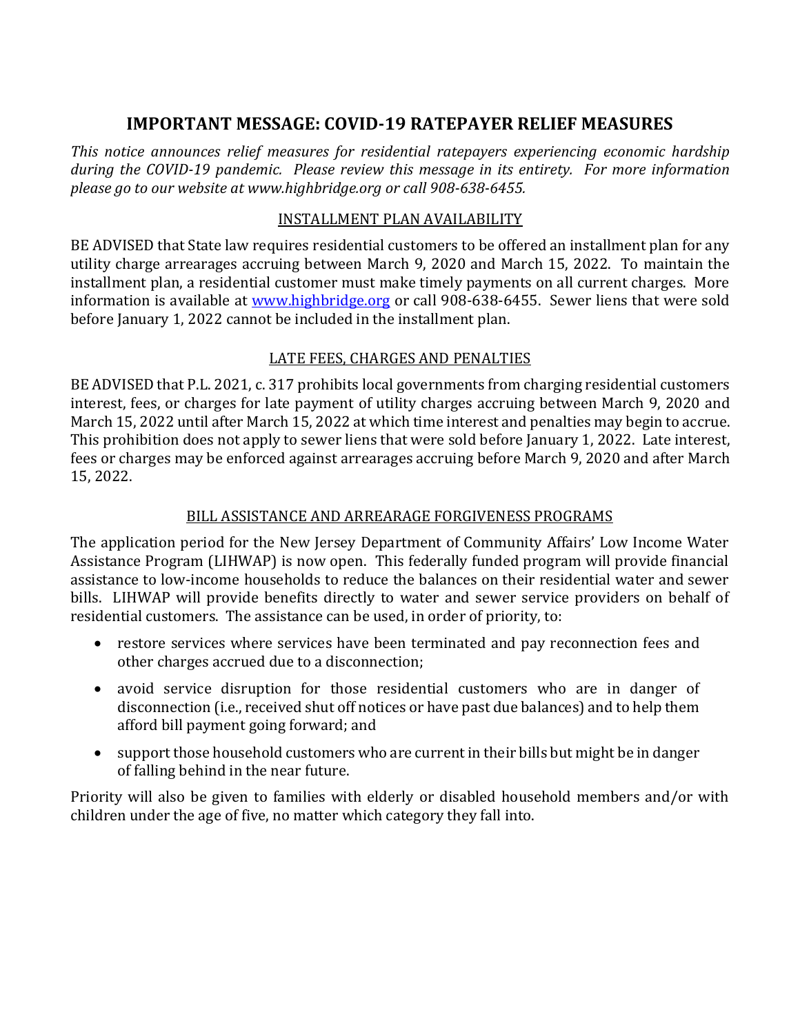# IMPORTANT MESSAGE: COVID-19 RATEPAYER RELIEF MEASURES

*This notice announces relief measures for residential ratepayers experiencing economic hardship during the COVID-19 pandemic. Please review this message in its entirety. For more information please go to our website at www.highbridge.org or call 908-638-6455.*

## INSTALLMENT PLAN AVAILABILITY

BE ADVISED that State law requires residential customers to be offered an installment plan for any utility charge arrearages accruing between March 9, 2020 and March 15, 2022. To maintain the installment plan, a residential customer must make timely payments on all current charges. More information is available at [www.highbridge.org](http://www.highbridge.org) or call 908-638-6455. Sewer liens that were sold before January 1, 2022 cannot be included in the installment plan.

## LATE FEES, CHARGES AND PENALTIES

BE ADVISED that P.L. 2021, c. 317 prohibits local governments from charging residential customers interest, fees, or charges for late payment of utility charges accruing between March 9, 2020 and March 15, 2022 until after March 15, 2022 at which time interest and penalties may begin to accrue. This prohibition does not apply to sewer liens that were sold before January 1, 2022. Late interest, fees or charges may be enforced against arrearages accruing before March 9, 2020 and after March 15, 2022.

## BILL ASSISTANCE AND ARREARAGE FORGIVENESS PROGRAMS

The application period for the New Jersey Department of Community Affairs' Low Income Water Assistance Program (LIHWAP) is now open. This federally funded program will provide financial assistance to low-income households to reduce the balances on their residential water and sewer bills. LIHWAP will provide benefits directly to water and sewer service providers on behalf of residential customers. The assistance can be used, in order of priority, to:

- restore services where services have been terminated and pay reconnection fees and other charges accrued due to a disconnection;
- avoid service disruption for those residential customers who are in danger of disconnection (i.e., received shut off notices or have past due balances) and to help them afford bill payment going forward; and
- support those household customers who are current in their bills but might be in danger of falling behind in the near future.

Priority will also be given to families with elderly or disabled household members and/or with children under the age of five, no matter which category they fall into.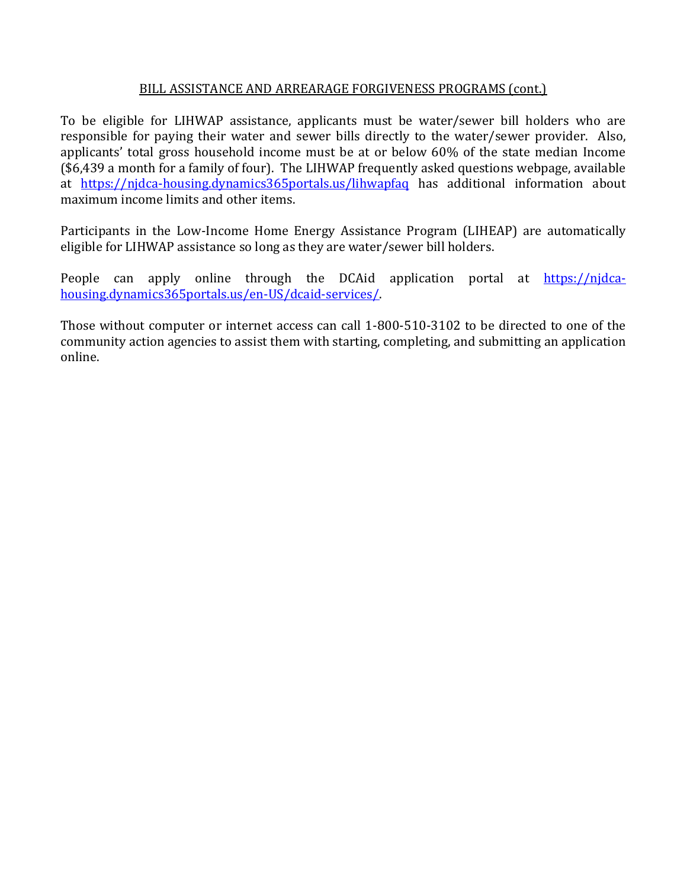## BILL ASSISTANCE AND ARREARAGE FORGIVENESS PROGRAMS (cont.)

To be eligible for LIHWAP assistance, applicants must be water/sewer bill holders who are responsible for paying their water and sewer bills directly to the water/sewer provider. Also, applicants' total gross household income must be at or below 60% of the state median Income ($6,439 a month for a family of four). The LIHWAP frequently asked questions webpage, available at https://njdca-housing.dynamics365portals.us/lihwapfaq has additional information about maximum income limits and other items.

Participants in the Low-Income Home Energy Assistance Program (LIHEAP) are automatically eligible for LIHWAP assistance so long as they are water/sewer bill holders.

People can apply online through the DCAid application portal at https://njdca-housing.dynamics365portals.us/en-US/dcaid-services/.

Those without computer or internet access can call 1-800-510-3102 to be directed to one of the community action agencies to assist them with starting, completing, and submitting an application online.